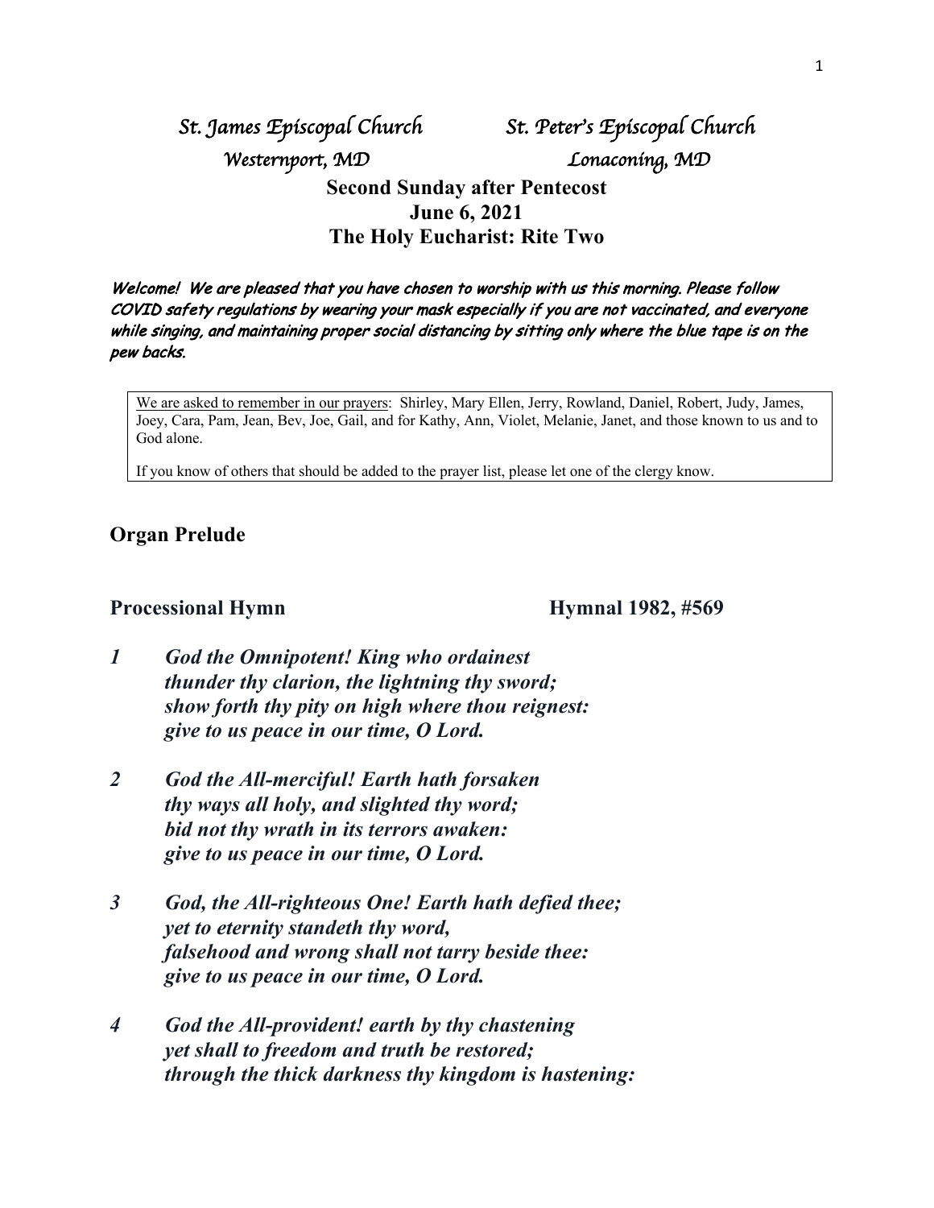*St. James Episcopal Church* *St. Peter's Episcopal Church*
*Westernport, MD* *Lonaconing, MD*

**Second Sunday after Pentecost**
**June 6, 2021**
**The Holy Eucharist: Rite Two**

***Welcome! We are pleased that you have chosen to worship with us this morning. Please follow COVID safety regulations by wearing your mask especially if you are not vaccinated, and everyone while singing, and maintaining proper social distancing by sitting only where the blue tape is on the pew backs.***

> We are asked to remember in our prayers: Shirley, Mary Ellen, Jerry, Rowland, Daniel, Robert, Judy, James, Joey, Cara, Pam, Jean, Bev, Joe, Gail, and for Kathy, Ann, Violet, Melanie, Janet, and those known to us and to God alone.
>
> If you know of others that should be added to the prayer list, please let one of the clergy know.

## Organ Prelude

## Processional Hymn Hymnal 1982, #569

***1*** ***God the Omnipotent! King who ordainest***
***thunder thy clarion, the lightning thy sword;***
***show forth thy pity on high where thou reignest:***
***give to us peace in our time, O Lord.***

***2*** ***God the All-merciful! Earth hath forsaken***
***thy ways all holy, and slighted thy word;***
***bid not thy wrath in its terrors awaken:***
***give to us peace in our time, O Lord.***

***3*** ***God, the All-righteous One! Earth hath defied thee;***
***yet to eternity standeth thy word,***
***falsehood and wrong shall not tarry beside thee:***
***give to us peace in our time, O Lord.***

***4*** ***God the All-provident! earth by thy chastening***
***yet shall to freedom and truth be restored;***
***through the thick darkness thy kingdom is hastening:***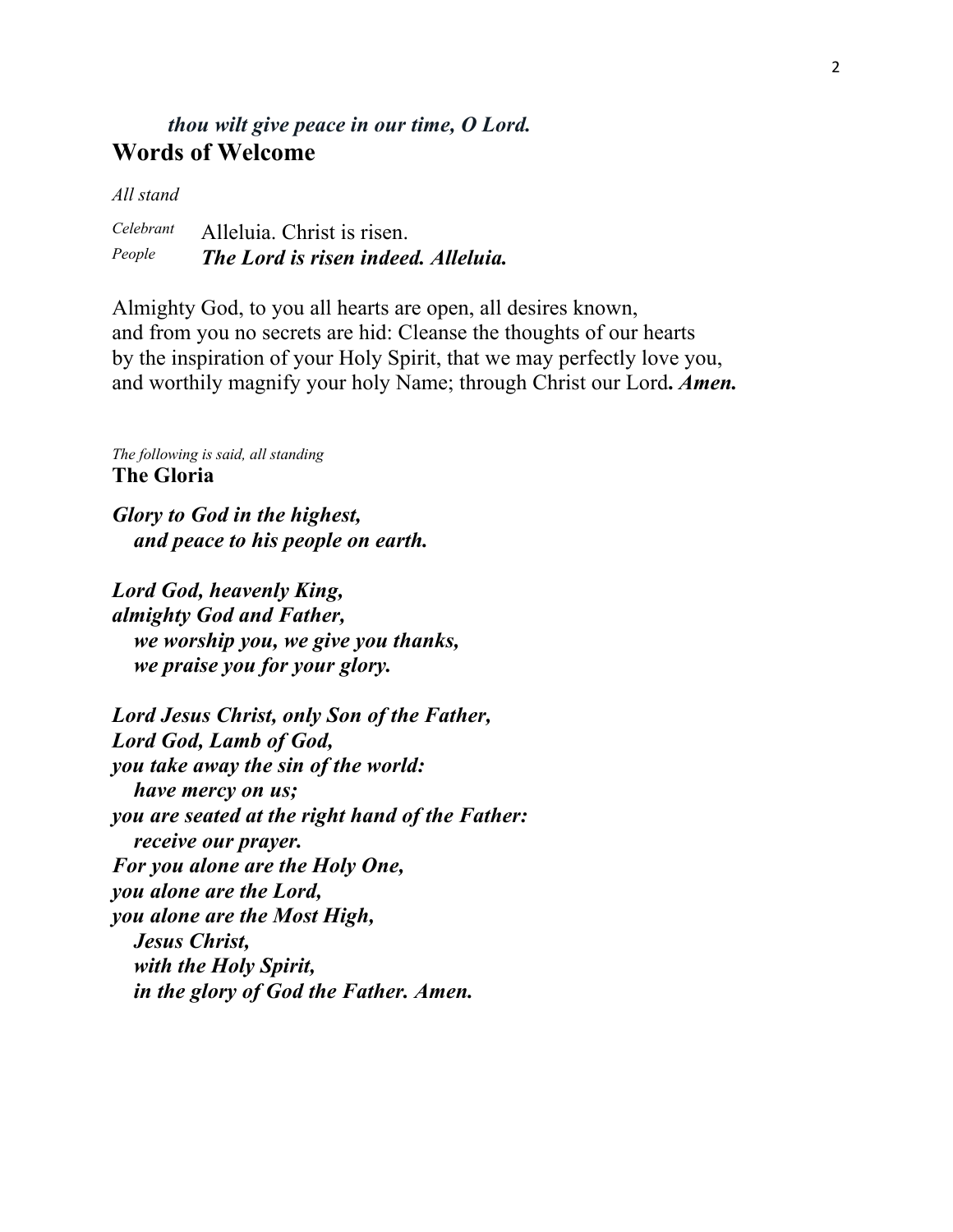*thou wilt give peace in our time, O Lord.*

## Words of Welcome

*All stand*

*Celebrant* Alleluia. Christ is risen.
*People* ***The Lord is risen indeed. Alleluia.***

Almighty God, to you all hearts are open, all desires known,
and from you no secrets are hid: Cleanse the thoughts of our hearts
by the inspiration of your Holy Spirit, that we may perfectly love you,
and worthily magnify your holy Name; through Christ our Lord***. Amen.***

*The following is said, all standing*

## The Gloria

***Glory to God in the highest,***
***and peace to his people on earth.***

***Lord God, heavenly King,***
***almighty God and Father,***
***we worship you, we give you thanks,***
***we praise you for your glory.***

***Lord Jesus Christ, only Son of the Father,***
***Lord God, Lamb of God,***
***you take away the sin of the world:***
***have mercy on us;***
***you are seated at the right hand of the Father:***
***receive our prayer.***
***For you alone are the Holy One,***
***you alone are the Lord,***
***you alone are the Most High,***
***Jesus Christ,***
***with the Holy Spirit,***
***in the glory of God the Father. Amen.***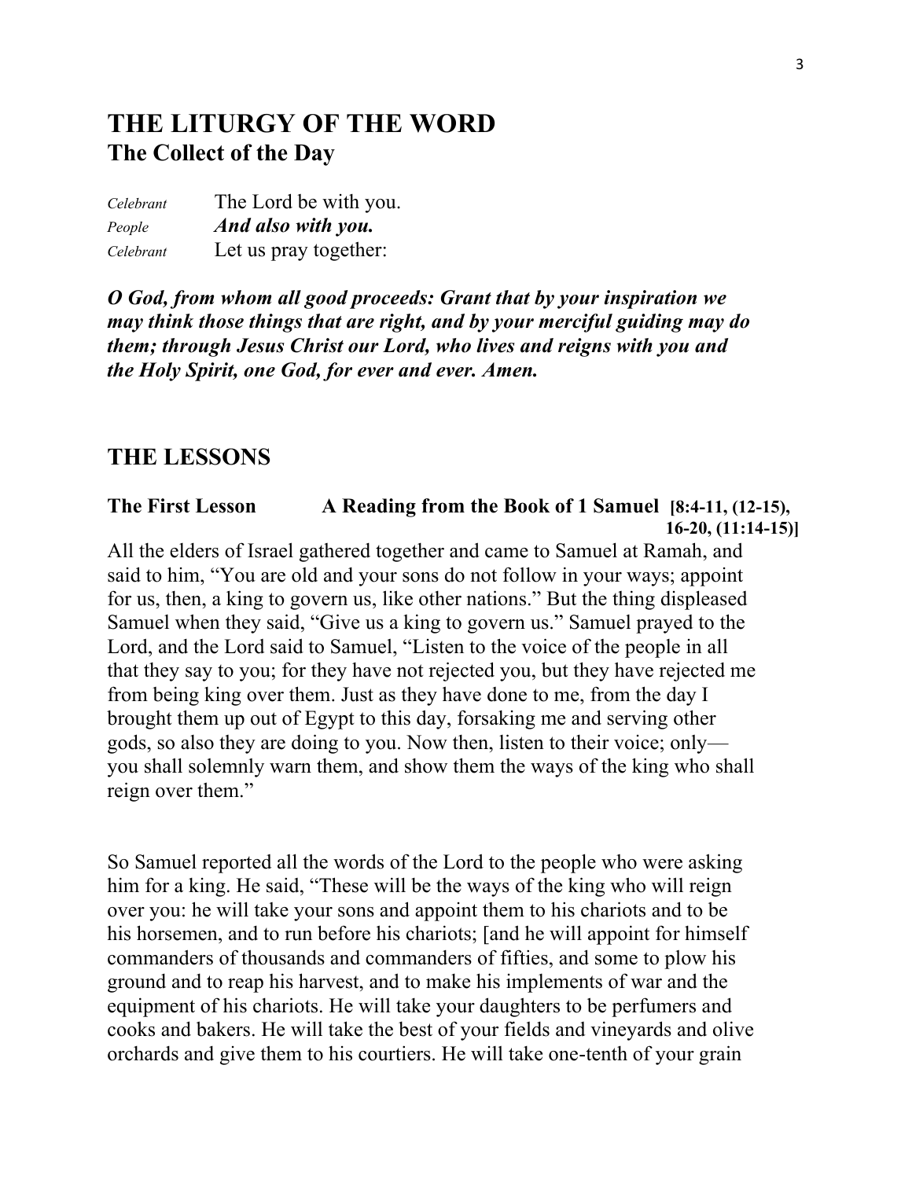# THE LITURGY OF THE WORD

## The Collect of the Day

*Celebrant* The Lord be with you.
*People* ***And also with you.***
*Celebrant* Let us pray together:

***O God, from whom all good proceeds: Grant that by your inspiration we may think those things that are right, and by your merciful guiding may do them; through Jesus Christ our Lord, who lives and reigns with you and the Holy Spirit, one God, for ever and ever. Amen.***

## THE LESSONS

**The First Lesson A Reading from the Book of 1 Samuel [8:4-11, (12-15), 16-20, (11:14-15)]**

All the elders of Israel gathered together and came to Samuel at Ramah, and said to him, "You are old and your sons do not follow in your ways; appoint for us, then, a king to govern us, like other nations." But the thing displeased Samuel when they said, "Give us a king to govern us." Samuel prayed to the Lord, and the Lord said to Samuel, "Listen to the voice of the people in all that they say to you; for they have not rejected you, but they have rejected me from being king over them. Just as they have done to me, from the day I brought them up out of Egypt to this day, forsaking me and serving other gods, so also they are doing to you. Now then, listen to their voice; only—you shall solemnly warn them, and show them the ways of the king who shall reign over them."

So Samuel reported all the words of the Lord to the people who were asking him for a king. He said, "These will be the ways of the king who will reign over you: he will take your sons and appoint them to his chariots and to be his horsemen, and to run before his chariots; [and he will appoint for himself commanders of thousands and commanders of fifties, and some to plow his ground and to reap his harvest, and to make his implements of war and the equipment of his chariots. He will take your daughters to be perfumers and cooks and bakers. He will take the best of your fields and vineyards and olive orchards and give them to his courtiers. He will take one-tenth of your grain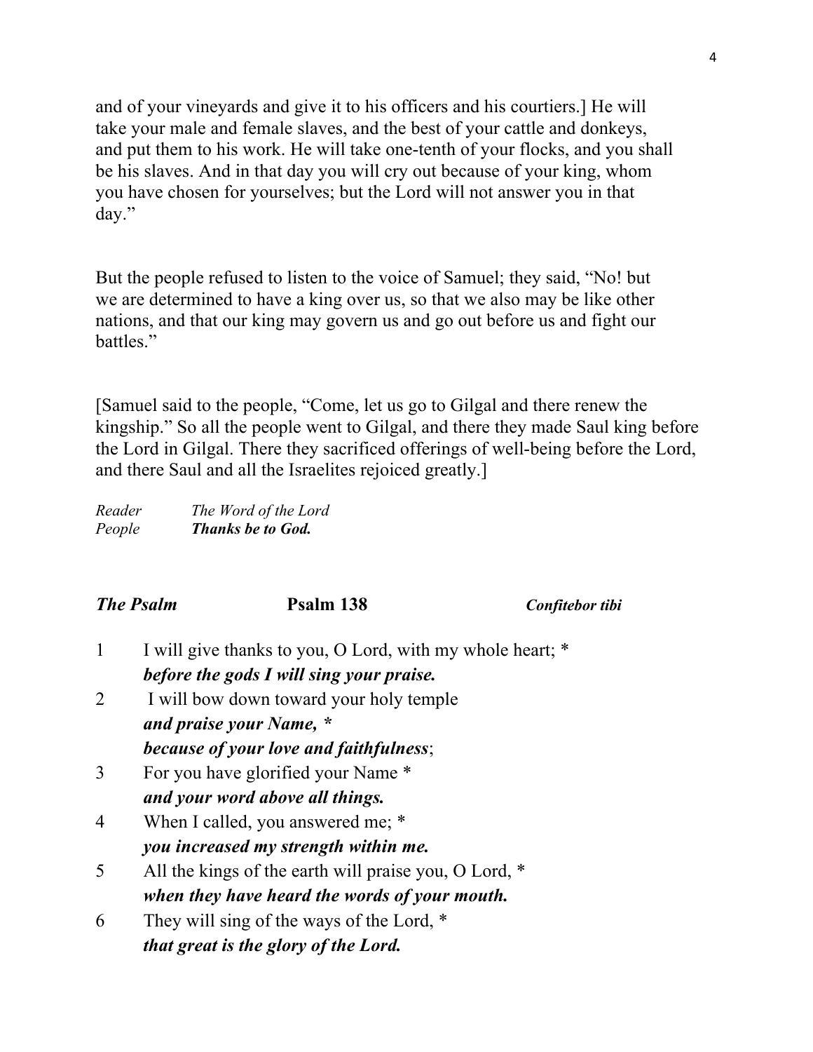and of your vineyards and give it to his officers and his courtiers.] He will take your male and female slaves, and the best of your cattle and donkeys, and put them to his work. He will take one-tenth of your flocks, and you shall be his slaves. And in that day you will cry out because of your king, whom you have chosen for yourselves; but the Lord will not answer you in that day."

But the people refused to listen to the voice of Samuel; they said, "No! but we are determined to have a king over us, so that we also may be like other nations, and that our king may govern us and go out before us and fight our battles."

[Samuel said to the people, "Come, let us go to Gilgal and there renew the kingship." So all the people went to Gilgal, and there they made Saul king before the Lord in Gilgal. There they sacrificed offerings of well-being before the Lord, and there Saul and all the Israelites rejoiced greatly.]

*Reader* *The Word of the Lord*
*People* ***Thanks be to God.***

***The Psalm*** **Psalm 138** ***Confitebor tibi***

1 I will give thanks to you, O Lord, with my whole heart; *
***before the gods I will sing your praise.***

2 I will bow down toward your holy temple
***and praise your Name, ****
***because of your love and faithfulness***;

3 For you have glorified your Name *
***and your word above all things.***

4 When I called, you answered me; *
***you increased my strength within me.***

5 All the kings of the earth will praise you, O Lord, *
***when they have heard the words of your mouth.***

6 They will sing of the ways of the Lord, *
***that great is the glory of the Lord.***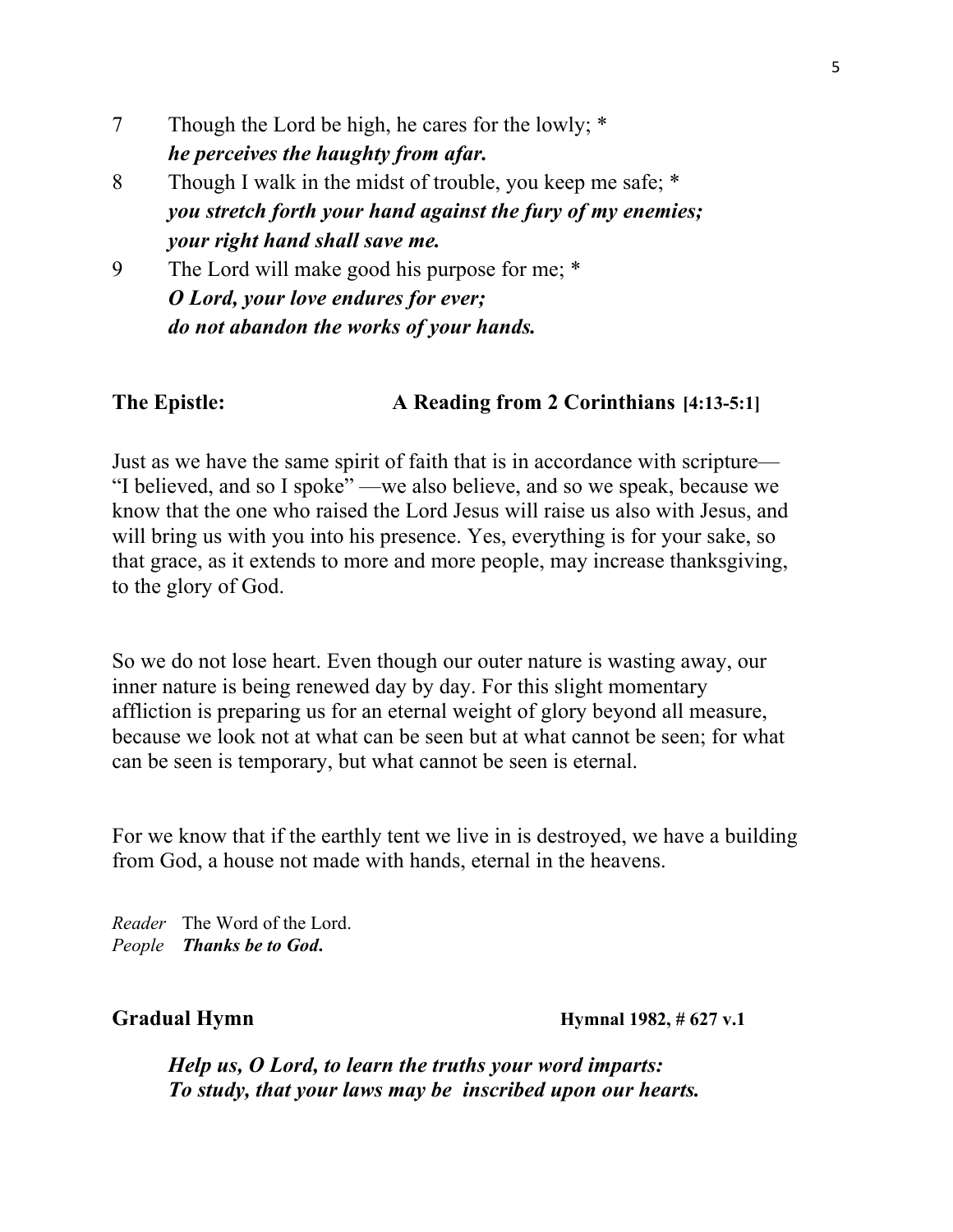7 Though the Lord be high, he cares for the lowly; *
***he perceives the haughty from afar.***

8 Though I walk in the midst of trouble, you keep me safe; *
***you stretch forth your hand against the fury of my enemies;***
***your right hand shall save me.***

9 The Lord will make good his purpose for me; *
***O Lord, your love endures for ever;***
***do not abandon the works of your hands.***

**The Epistle: A Reading from 2 Corinthians [4:13-5:1]**

Just as we have the same spirit of faith that is in accordance with scripture—"I believed, and so I spoke" —we also believe, and so we speak, because we know that the one who raised the Lord Jesus will raise us also with Jesus, and will bring us with you into his presence. Yes, everything is for your sake, so that grace, as it extends to more and more people, may increase thanksgiving, to the glory of God.

So we do not lose heart. Even though our outer nature is wasting away, our inner nature is being renewed day by day. For this slight momentary affliction is preparing us for an eternal weight of glory beyond all measure, because we look not at what can be seen but at what cannot be seen; for what can be seen is temporary, but what cannot be seen is eternal.

For we know that if the earthly tent we live in is destroyed, we have a building from God, a house not made with hands, eternal in the heavens.

*Reader* The Word of the Lord.
*People* ***Thanks be to God.***

**Gradual Hymn** **Hymnal 1982, # 627 v.1**

***Help us, O Lord, to learn the truths your word imparts:***
***To study, that your laws may be inscribed upon our hearts.***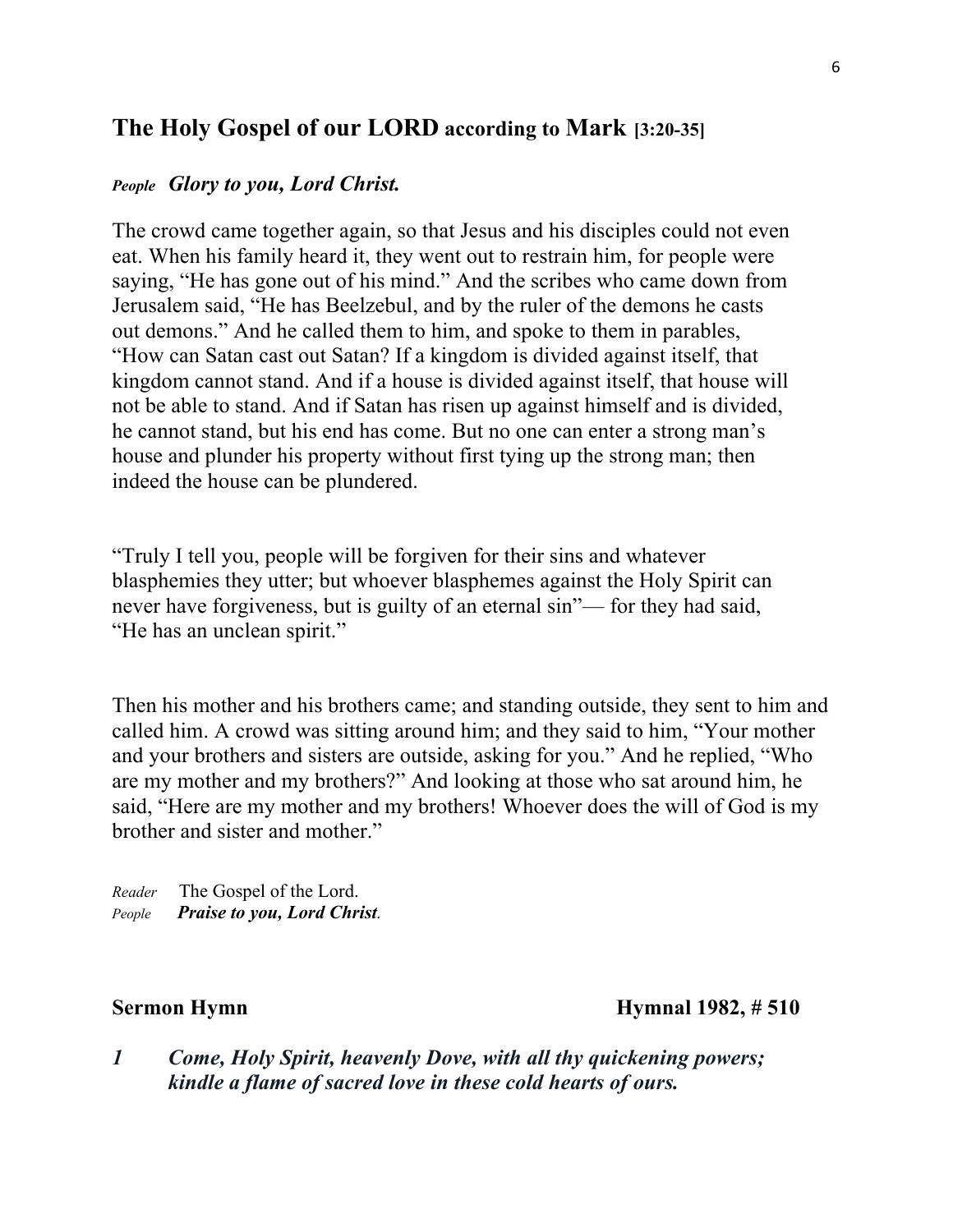## The Holy Gospel of our LORD according to Mark [3:20-35]

*People* ***Glory to you, Lord Christ.***

The crowd came together again, so that Jesus and his disciples could not even eat. When his family heard it, they went out to restrain him, for people were saying, "He has gone out of his mind." And the scribes who came down from Jerusalem said, "He has Beelzebul, and by the ruler of the demons he casts out demons." And he called them to him, and spoke to them in parables, "How can Satan cast out Satan? If a kingdom is divided against itself, that kingdom cannot stand. And if a house is divided against itself, that house will not be able to stand. And if Satan has risen up against himself and is divided, he cannot stand, but his end has come. But no one can enter a strong man's house and plunder his property without first tying up the strong man; then indeed the house can be plundered.

"Truly I tell you, people will be forgiven for their sins and whatever blasphemies they utter; but whoever blasphemes against the Holy Spirit can never have forgiveness, but is guilty of an eternal sin"— for they had said, "He has an unclean spirit."

Then his mother and his brothers came; and standing outside, they sent to him and called him. A crowd was sitting around him; and they said to him, "Your mother and your brothers and sisters are outside, asking for you." And he replied, "Who are my mother and my brothers?" And looking at those who sat around him, he said, "Here are my mother and my brothers! Whoever does the will of God is my brother and sister and mother."

*Reader* The Gospel of the Lord.
*People* ***Praise to you, Lord Christ.***

**Sermon Hymn** **Hymnal 1982, # 510**

***1 Come, Holy Spirit, heavenly Dove, with all thy quickening powers; kindle a flame of sacred love in these cold hearts of ours.***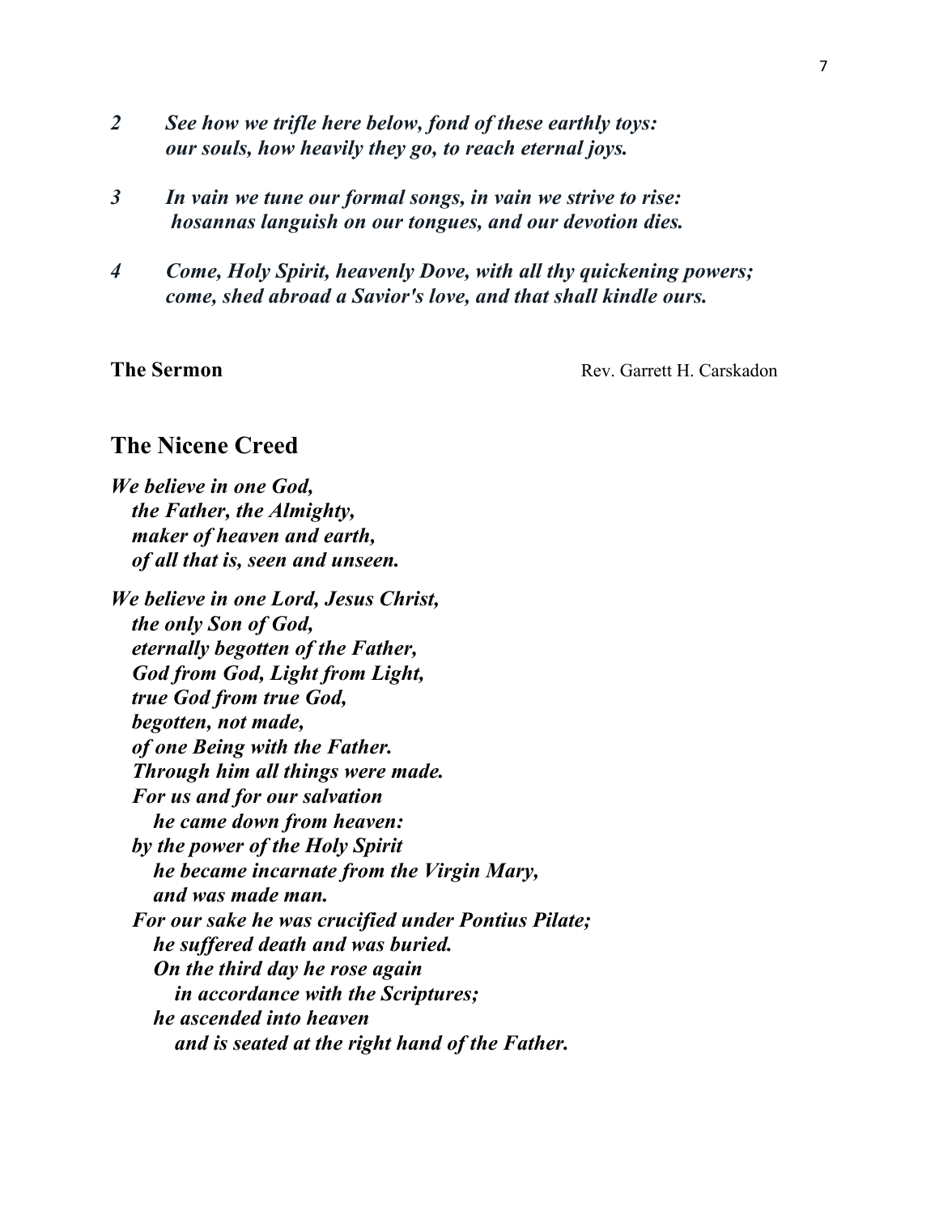*2 See how we trifle here below, fond of these earthly toys:*
*our souls, how heavily they go, to reach eternal joys.*

*3 In vain we tune our formal songs, in vain we strive to rise:*
*hosannas languish on our tongues, and our devotion dies.*

*4 Come, Holy Spirit, heavenly Dove, with all thy quickening powers;*
*come, shed abroad a Savior's love, and that shall kindle ours.*

**The Sermon** Rev. Garrett H. Carskadon

## The Nicene Creed

***We believe in one God,***
***the Father, the Almighty,***
***maker of heaven and earth,***
***of all that is, seen and unseen.***

***We believe in one Lord, Jesus Christ,***
***the only Son of God,***
***eternally begotten of the Father,***
***God from God, Light from Light,***
***true God from true God,***
***begotten, not made,***
***of one Being with the Father.***
***Through him all things were made.***
***For us and for our salvation***
***he came down from heaven:***
***by the power of the Holy Spirit***
***he became incarnate from the Virgin Mary,***
***and was made man.***
***For our sake he was crucified under Pontius Pilate;***
***he suffered death and was buried.***
***On the third day he rose again***
***in accordance with the Scriptures;***
***he ascended into heaven***
***and is seated at the right hand of the Father.***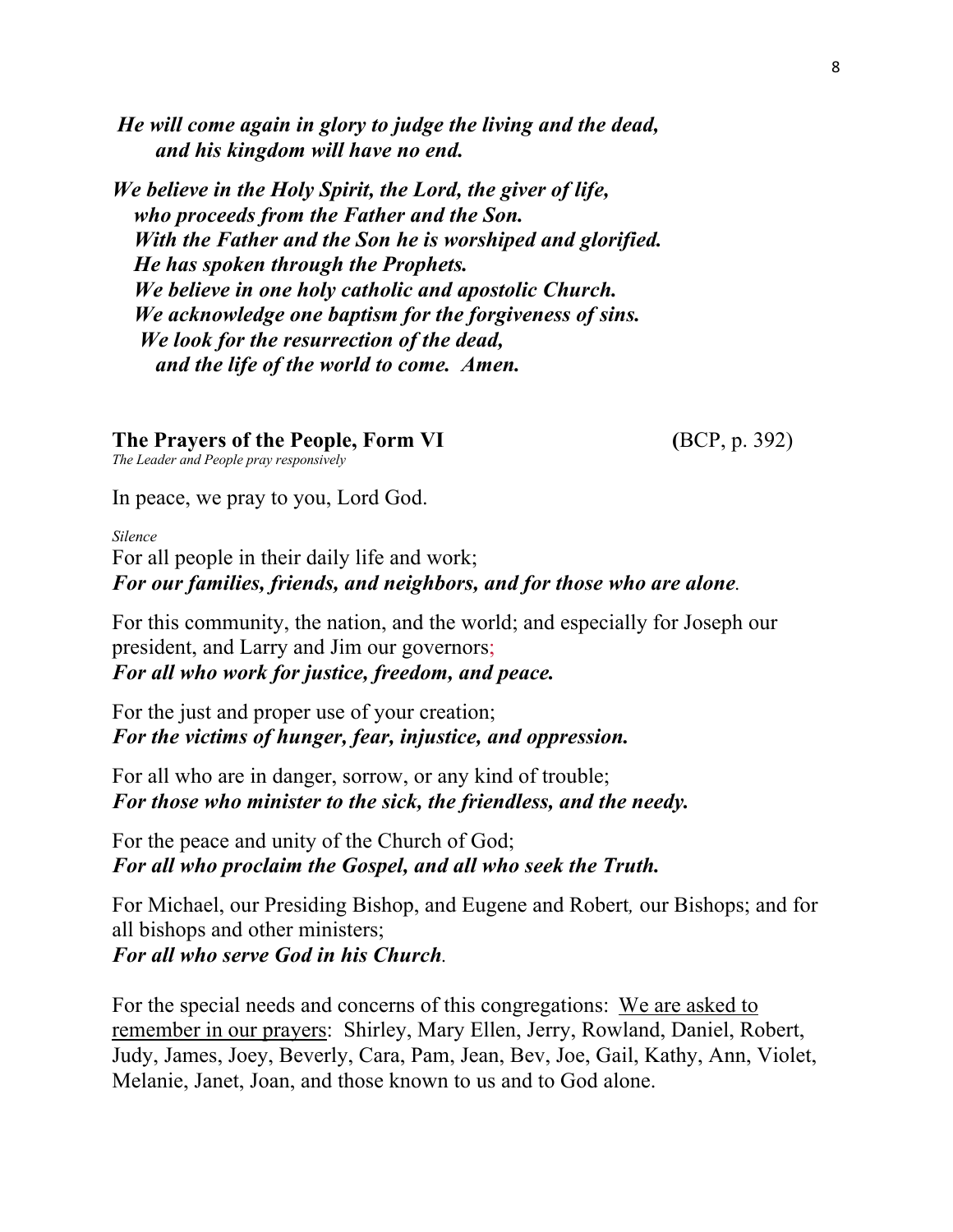*He will come again in glory to judge the living and the dead,*
*and his kingdom will have no end.*

*We believe in the Holy Spirit, the Lord, the giver of life,*
*who proceeds from the Father and the Son.*
*With the Father and the Son he is worshiped and glorified.*
*He has spoken through the Prophets.*
*We believe in one holy catholic and apostolic Church.*
*We acknowledge one baptism for the forgiveness of sins.*
*We look for the resurrection of the dead,*
*and the life of the world to come. Amen.*

**The Prayers of the People, Form VI** (BCP, p. 392)

*The Leader and People pray responsively*

In peace, we pray to you, Lord God.

*Silence*

For all people in their daily life and work;
***For our families, friends, and neighbors, and for those who are alone*.**

For this community, the nation, and the world; and especially for Joseph our president, and Larry and Jim our governors;
***For all who work for justice, freedom, and peace.***

For the just and proper use of your creation;
***For the victims of hunger, fear, injustice, and oppression.***

For all who are in danger, sorrow, or any kind of trouble;
***For those who minister to the sick, the friendless, and the needy.***

For the peace and unity of the Church of God;
***For all who proclaim the Gospel, and all who seek the Truth.***

For Michael, our Presiding Bishop, and Eugene and Robert*,* our Bishops; and for all bishops and other ministers;
***For all who serve God in his Church*.**

For the special needs and concerns of this congregations: <u>We are asked to remember in our prayers</u>: Shirley, Mary Ellen, Jerry, Rowland, Daniel, Robert, Judy, James, Joey, Beverly, Cara, Pam, Jean, Bev, Joe, Gail, Kathy, Ann, Violet, Melanie, Janet, Joan, and those known to us and to God alone.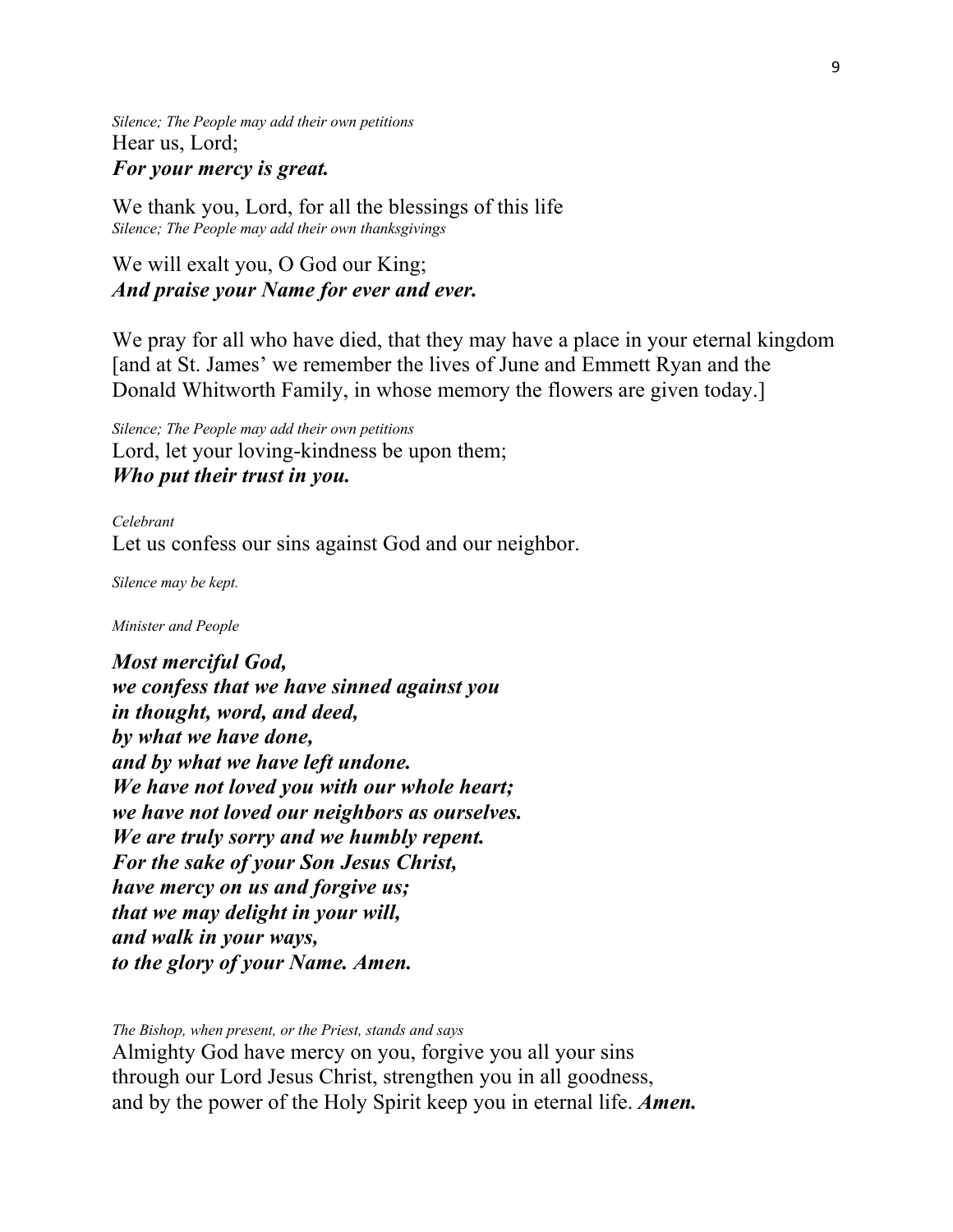*Silence; The People may add their own petitions*

Hear us, Lord;
***For your mercy is great.***

We thank you, Lord, for all the blessings of this life
*Silence; The People may add their own thanksgivings*

We will exalt you, O God our King;
***And praise your Name for ever and ever.***

We pray for all who have died, that they may have a place in your eternal kingdom [and at St. James' we remember the lives of June and Emmett Ryan and the Donald Whitworth Family, in whose memory the flowers are given today.]

*Silence; The People may add their own petitions*

Lord, let your loving-kindness be upon them;
***Who put their trust in you.***

*Celebrant*

Let us confess our sins against God and our neighbor.

*Silence may be kept.*

*Minister and People*

***Most merciful God,***
***we confess that we have sinned against you***
***in thought, word, and deed,***
***by what we have done,***
***and by what we have left undone.***
***We have not loved you with our whole heart;***
***we have not loved our neighbors as ourselves.***
***We are truly sorry and we humbly repent.***
***For the sake of your Son Jesus Christ,***
***have mercy on us and forgive us;***
***that we may delight in your will,***
***and walk in your ways,***
***to the glory of your Name. Amen.***

*The Bishop, when present, or the Priest, stands and says*

Almighty God have mercy on you, forgive you all your sins
through our Lord Jesus Christ, strengthen you in all goodness,
and by the power of the Holy Spirit keep you in eternal life. ***Amen.***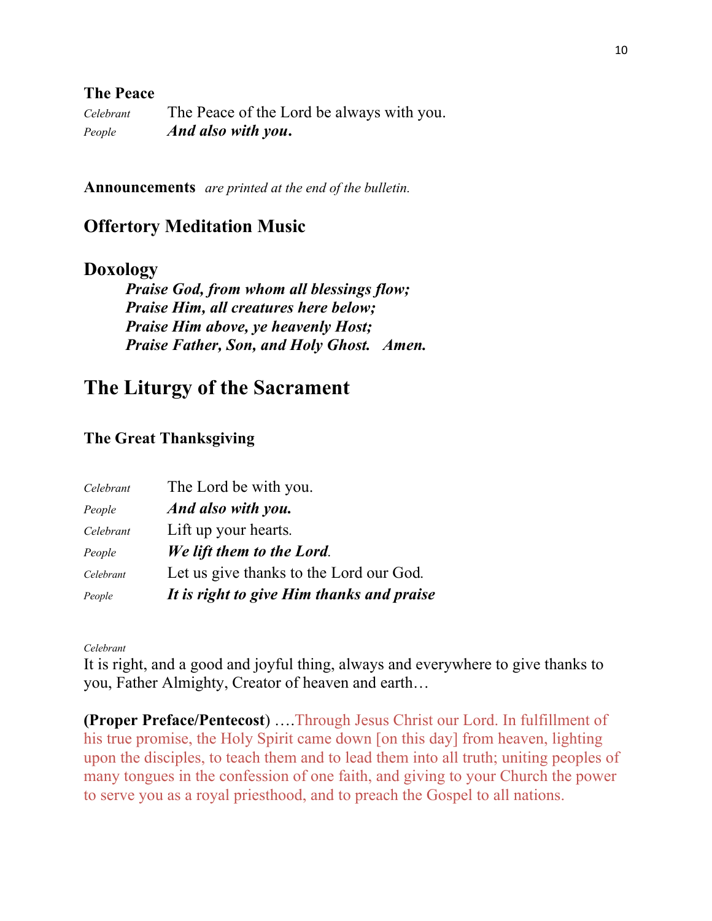### The Peace

*Celebrant* The Peace of the Lord be always with you.
*People* ***And also with you.***

**Announcements** *are printed at the end of the bulletin.*

## Offertory Meditation Music

## Doxology

***Praise God, from whom all blessings flow;***
***Praise Him, all creatures here below;***
***Praise Him above, ye heavenly Host;***
***Praise Father, Son, and Holy Ghost. Amen.***

# The Liturgy of the Sacrament

### The Great Thanksgiving

*Celebrant* The Lord be with you.
*People* ***And also with you.***
*Celebrant* Lift up your hearts.
*People* ***We lift them to the Lord.***
*Celebrant* Let us give thanks to the Lord our God.
*People* ***It is right to give Him thanks and praise***

*Celebrant*
It is right, and a good and joyful thing, always and everywhere to give thanks to you, Father Almighty, Creator of heaven and earth…

**(Proper Preface/Pentecost)** ….Through Jesus Christ our Lord. In fulfillment of his true promise, the Holy Spirit came down [on this day] from heaven, lighting upon the disciples, to teach them and to lead them into all truth; uniting peoples of many tongues in the confession of one faith, and giving to your Church the power to serve you as a royal priesthood, and to preach the Gospel to all nations.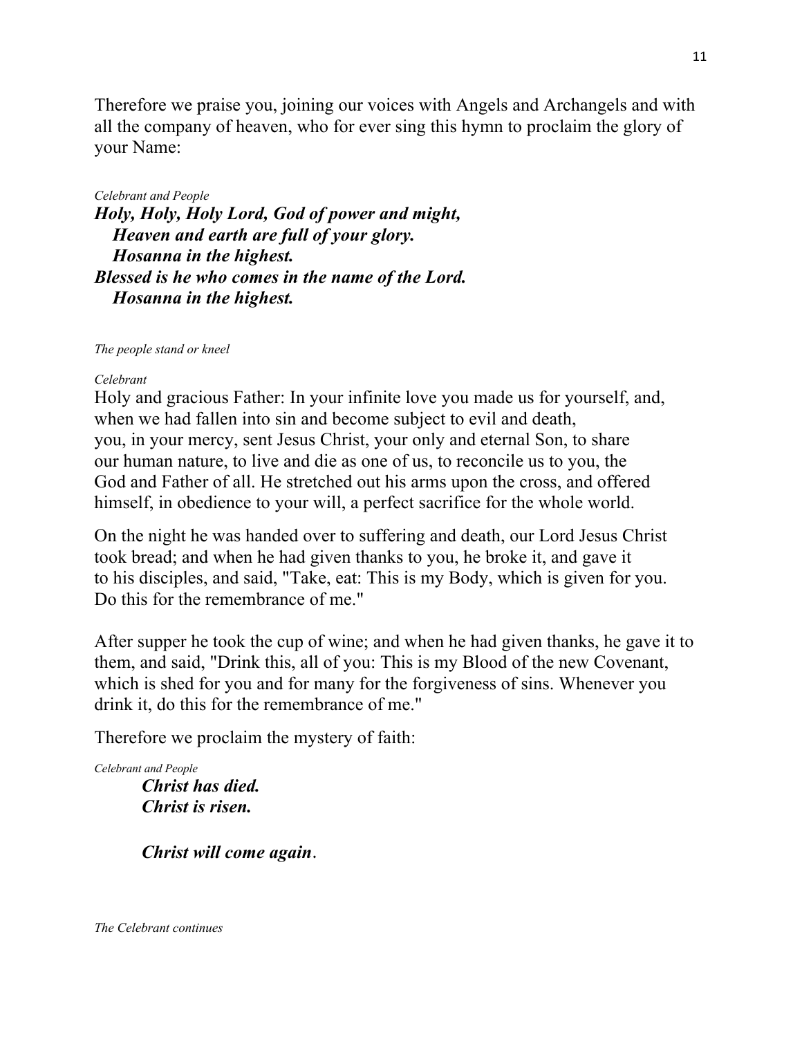Therefore we praise you, joining our voices with Angels and Archangels and with all the company of heaven, who for ever sing this hymn to proclaim the glory of your Name:

*Celebrant and People*

***Holy, Holy, Holy Lord, God of power and might,***
   ***Heaven and earth are full of your glory.***
   ***Hosanna in the highest.***
***Blessed is he who comes in the name of the Lord.***
   ***Hosanna in the highest.***

*The people stand or kneel*

*Celebrant*

Holy and gracious Father: In your infinite love you made us for yourself, and, when we had fallen into sin and become subject to evil and death, you, in your mercy, sent Jesus Christ, your only and eternal Son, to share our human nature, to live and die as one of us, to reconcile us to you, the God and Father of all. He stretched out his arms upon the cross, and offered himself, in obedience to your will, a perfect sacrifice for the whole world.

On the night he was handed over to suffering and death, our Lord Jesus Christ took bread; and when he had given thanks to you, he broke it, and gave it to his disciples, and said, "Take, eat: This is my Body, which is given for you. Do this for the remembrance of me."

After supper he took the cup of wine; and when he had given thanks, he gave it to them, and said, "Drink this, all of you: This is my Blood of the new Covenant, which is shed for you and for many for the forgiveness of sins. Whenever you drink it, do this for the remembrance of me."

Therefore we proclaim the mystery of faith:

*Celebrant and People*

***Christ has died.***
***Christ is risen.***

***Christ will come again***.

*The Celebrant continues*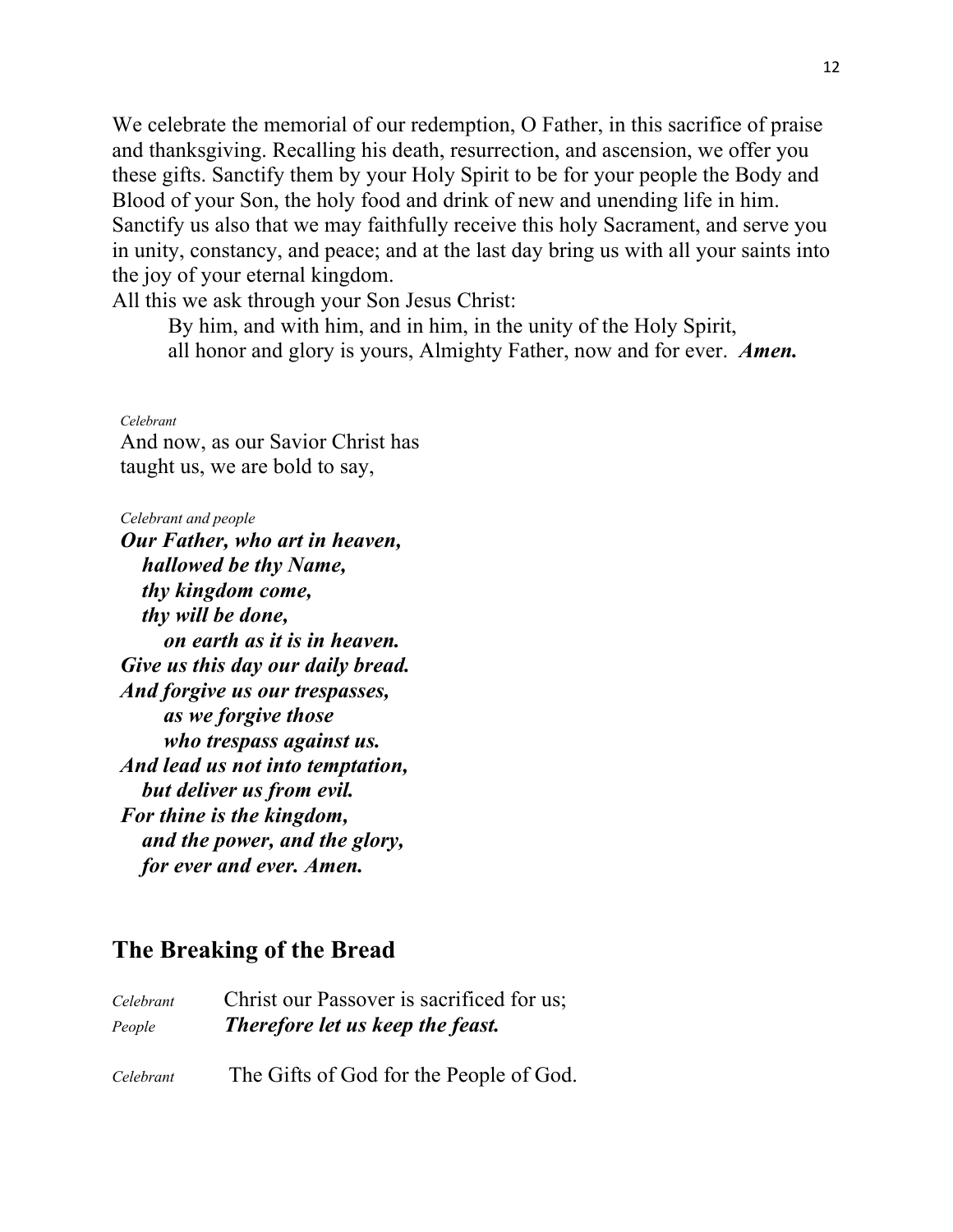We celebrate the memorial of our redemption, O Father, in this sacrifice of praise and thanksgiving. Recalling his death, resurrection, and ascension, we offer you these gifts. Sanctify them by your Holy Spirit to be for your people the Body and Blood of your Son, the holy food and drink of new and unending life in him. Sanctify us also that we may faithfully receive this holy Sacrament, and serve you in unity, constancy, and peace; and at the last day bring us with all your saints into the joy of your eternal kingdom.
All this we ask through your Son Jesus Christ:

By him, and with him, and in him, in the unity of the Holy Spirit,
all honor and glory is yours, Almighty Father, now and for ever. ***Amen.***

*Celebrant*
And now, as our Savior Christ has taught us, we are bold to say,

*Celebrant and people*
***Our Father, who art in heaven,***
***hallowed be thy Name,***
***thy kingdom come,***
***thy will be done,***
***on earth as it is in heaven.***
***Give us this day our daily bread.***
***And forgive us our trespasses,***
***as we forgive those***
***who trespass against us.***
***And lead us not into temptation,***
***but deliver us from evil.***
***For thine is the kingdom,***
***and the power, and the glory,***
***for ever and ever. Amen.***

## The Breaking of the Bread

*Celebrant* Christ our Passover is sacrificed for us;
*People* ***Therefore let us keep the feast.***

*Celebrant* The Gifts of God for the People of God.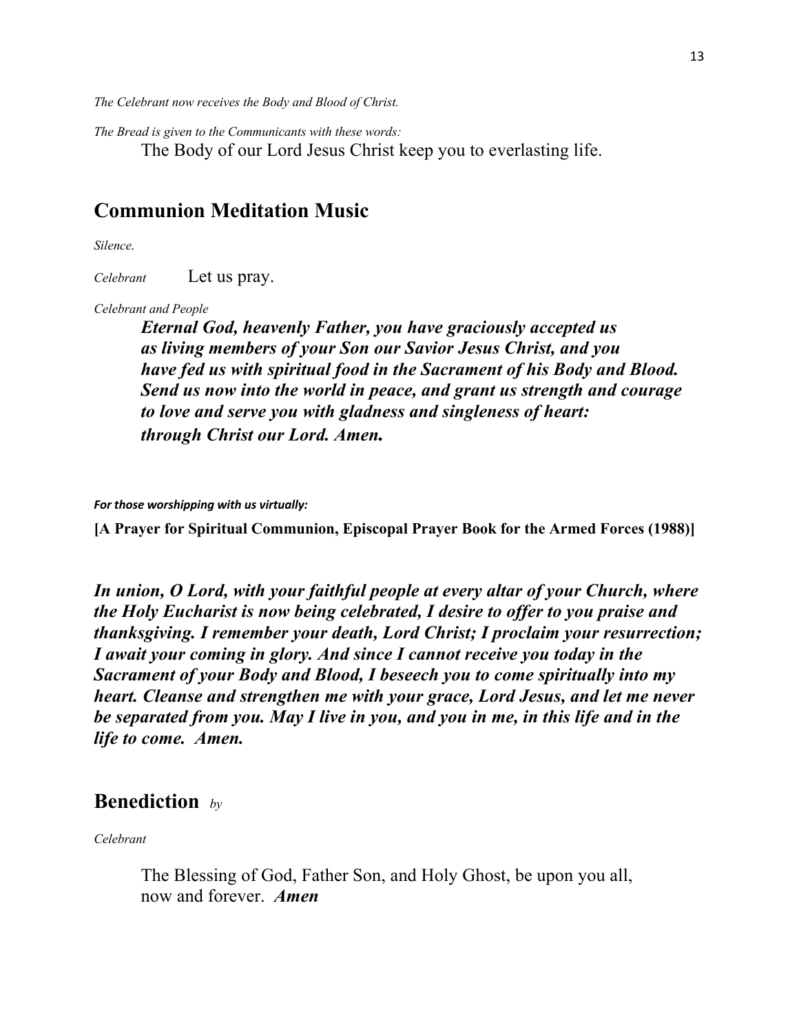*The Celebrant now receives the Body and Blood of Christ.*

*The Bread is given to the Communicants with these words:*

The Body of our Lord Jesus Christ keep you to everlasting life.

## Communion Meditation Music

*Silence.*

*Celebrant* Let us pray.

*Celebrant and People*

***Eternal God, heavenly Father, you have graciously accepted us as living members of your Son our Savior Jesus Christ, and you have fed us with spiritual food in the Sacrament of his Body and Blood. Send us now into the world in peace, and grant us strength and courage to love and serve you with gladness and singleness of heart: through Christ our Lord. Amen.***

***For those worshipping with us virtually:***

**[A Prayer for Spiritual Communion, Episcopal Prayer Book for the Armed Forces (1988)]**

***In union, O Lord, with your faithful people at every altar of your Church, where the Holy Eucharist is now being celebrated, I desire to offer to you praise and thanksgiving. I remember your death, Lord Christ; I proclaim your resurrection; I await your coming in glory. And since I cannot receive you today in the Sacrament of your Body and Blood, I beseech you to come spiritually into my heart. Cleanse and strengthen me with your grace, Lord Jesus, and let me never be separated from you. May I live in you, and you in me, in this life and in the life to come. Amen.***

## Benediction *by*

*Celebrant*

The Blessing of God, Father Son, and Holy Ghost, be upon you all, now and forever. ***Amen***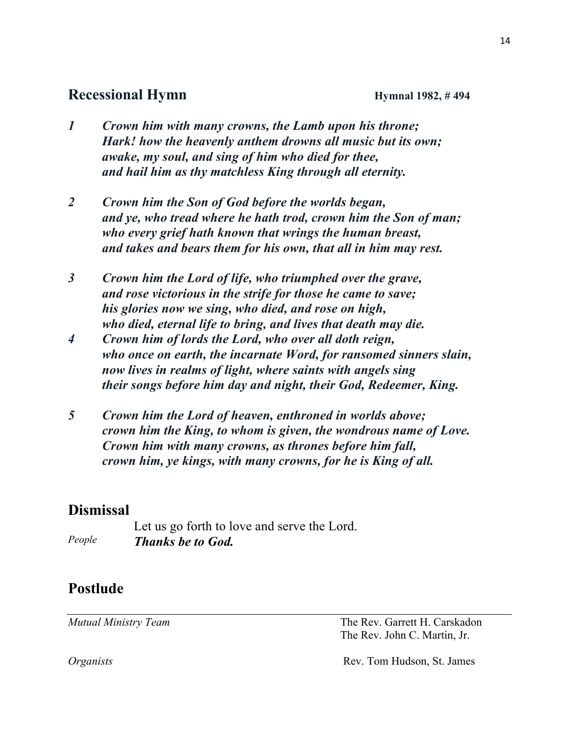## Recessional Hymn

**Hymnal 1982, # 494**

1 ***Crown him with many crowns, the Lamb upon his throne;***
***Hark! how the heavenly anthem drowns all music but its own;***
***awake, my soul, and sing of him who died for thee,***
***and hail him as thy matchless King through all eternity.***

2 ***Crown him the Son of God before the worlds began,***
***and ye, who tread where he hath trod, crown him the Son of man;***
***who every grief hath known that wrings the human breast,***
***and takes and bears them for his own, that all in him may rest.***

3 ***Crown him the Lord of life, who triumphed over the grave,***
***and rose victorious in the strife for those he came to save;***
***his glories now we sing, who died, and rose on high,***
***who died, eternal life to bring, and lives that death may die.***

4 ***Crown him of lords the Lord, who over all doth reign,***
***who once on earth, the incarnate Word, for ransomed sinners slain,***
***now lives in realms of light, where saints with angels sing***
***their songs before him day and night, their God, Redeemer, King.***

5 ***Crown him the Lord of heaven, enthroned in worlds above;***
***crown him the King, to whom is given, the wondrous name of Love.***
***Crown him with many crowns, as thrones before him fall,***
***crown him, ye kings, with many crowns, for he is King of all.***

## Dismissal

Let us go forth to love and serve the Lord.

*People* ***Thanks be to God.***

## Postlude

---

*Mutual Ministry Team* The Rev. Garrett H. Carskadon
The Rev. John C. Martin, Jr.

*Organists* Rev. Tom Hudson, St. James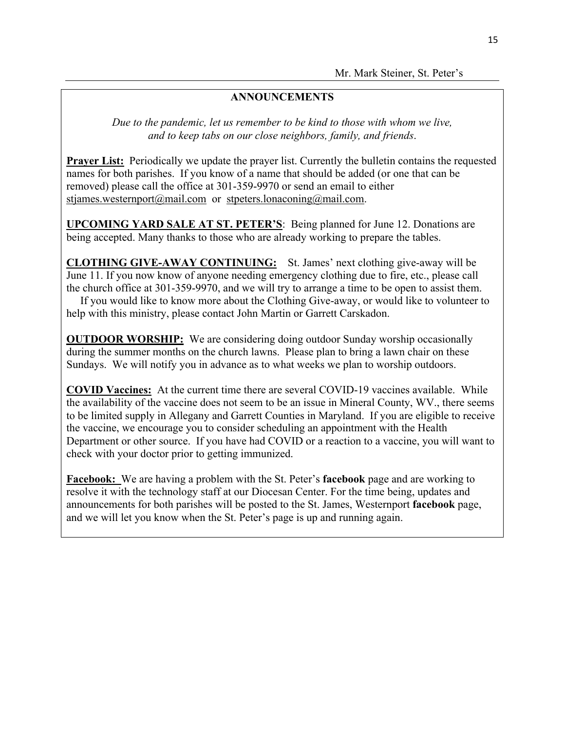Mr. Mark Steiner, St. Peter's

## ANNOUNCEMENTS

*Due to the pandemic, let us remember to be kind to those with whom we live, and to keep tabs on our close neighbors, family, and friends.*

**Prayer List:** Periodically we update the prayer list. Currently the bulletin contains the requested names for both parishes. If you know of a name that should be added (or one that can be removed) please call the office at 301-359-9970 or send an email to either stjames.westernport@mail.com or stpeters.lonaconing@mail.com.

**UPCOMING YARD SALE AT ST. PETER'S**: Being planned for June 12. Donations are being accepted. Many thanks to those who are already working to prepare the tables.

**CLOTHING GIVE-AWAY CONTINUING:** St. James' next clothing give-away will be June 11. If you now know of anyone needing emergency clothing due to fire, etc., please call the church office at 301-359-9970, and we will try to arrange a time to be open to assist them.

If you would like to know more about the Clothing Give-away, or would like to volunteer to help with this ministry, please contact John Martin or Garrett Carskadon.

**OUTDOOR WORSHIP:** We are considering doing outdoor Sunday worship occasionally during the summer months on the church lawns. Please plan to bring a lawn chair on these Sundays. We will notify you in advance as to what weeks we plan to worship outdoors.

**COVID Vaccines:** At the current time there are several COVID-19 vaccines available. While the availability of the vaccine does not seem to be an issue in Mineral County, WV., there seems to be limited supply in Allegany and Garrett Counties in Maryland. If you are eligible to receive the vaccine, we encourage you to consider scheduling an appointment with the Health Department or other source. If you have had COVID or a reaction to a vaccine, you will want to check with your doctor prior to getting immunized.

**Facebook:** We are having a problem with the St. Peter's **facebook** page and are working to resolve it with the technology staff at our Diocesan Center. For the time being, updates and announcements for both parishes will be posted to the St. James, Westernport **facebook** page, and we will let you know when the St. Peter's page is up and running again.